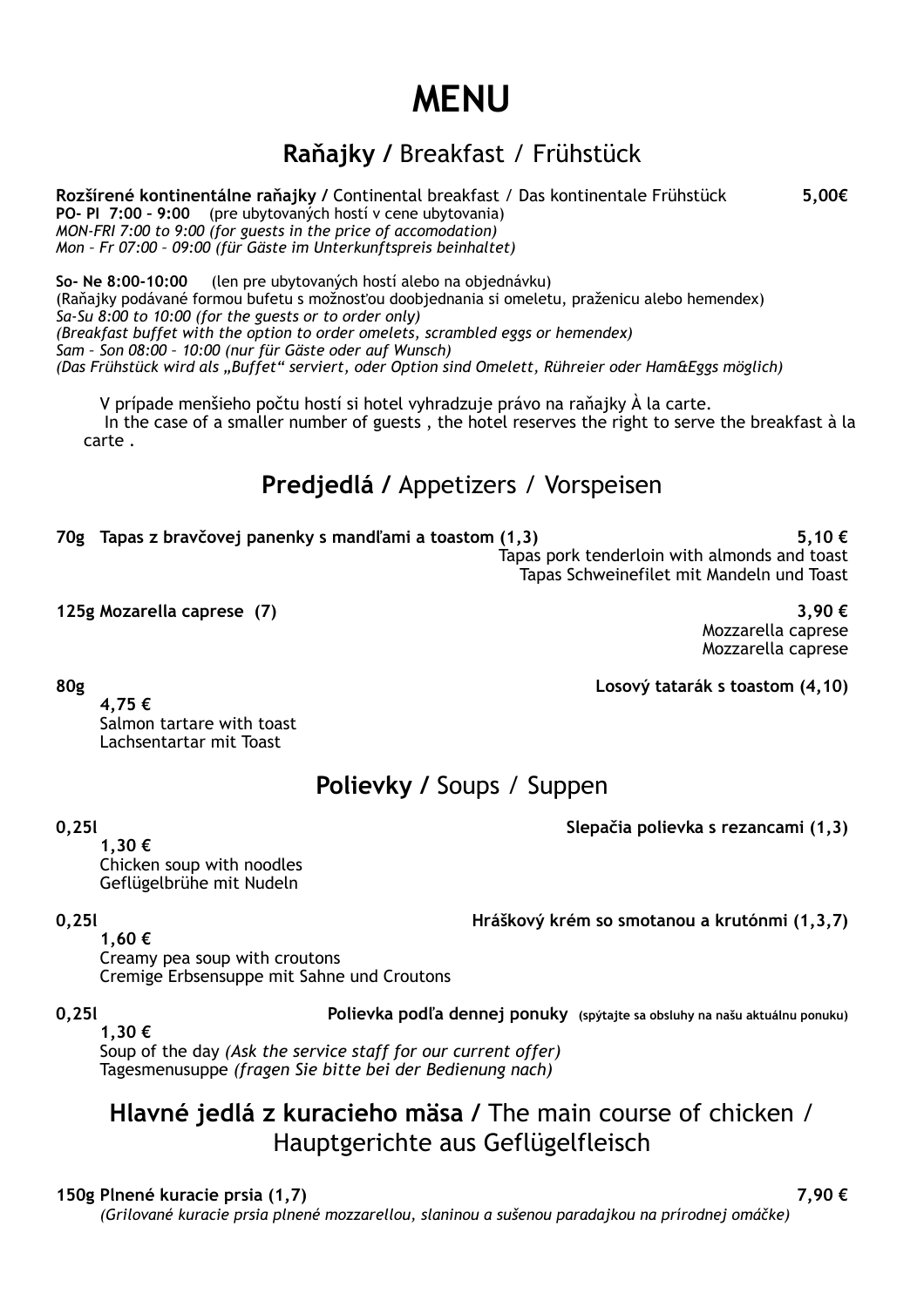# MENU

## **Raňajky /** Breakfast / Frühstück

**Rozšírené kontinentálne raňajky /** Continental breakfast / Das kontinentale Frühstück **5,00€**
**PO- PI 7:00 – 9:00** (pre ubytovaných hostí v cene ubytovania)
*MON-FRI 7:00 to 9:00 (for guests in the price of accomodation)*
*Mon – Fr 07:00 – 09:00 (für Gäste im Unterkunftspreis beinhaltet)*

**So- Ne 8:00-10:00** (len pre ubytovaných hostí alebo na objednávku)
(Raňajky podávané formou bufetu s možnosťou doobjednania si omeletu, praženicu alebo hemendex)
*Sa-Su 8:00 to 10:00 (for the guests or to order only)*
*(Breakfast buffet with the option to order omelets, scrambled eggs or hemendex)*
*Sam – Son 08:00 – 10:00 (nur für Gäste oder auf Wunsch)*
*(Das Frühstück wird als „Buffet" serviert, oder Option sind Omelett, Rühreier oder Ham&Eggs möglich)*

V prípade menšieho počtu hostí si hotel vyhradzuje právo na raňajky À la carte.
In the case of a smaller number of guests , the hotel reserves the right to serve the breakfast à la carte .

## **Predjedlá /** Appetizers / Vorspeisen

**70g Tapas z bravčovej panenky s mandľami a toastom (1,3)** **5,10 €**
Tapas pork tenderloin with almonds and toast
Tapas Schweinefilet mit Mandeln und Toast

**125g Mozarella caprese (7)** **3,90 €**
Mozzarella caprese
Mozzarella caprese

**80g** **Losový tatarák s toastom (4,10)**
**4,75 €**
Salmon tartare with toast
Lachsentartar mit Toast

## **Polievky /** Soups / Suppen

**0,25l** **Slepačia polievka s rezancami (1,3)**
**1,30 €**
Chicken soup with noodles
Geflügelbrühe mit Nudeln

**0,25l** **Hráškový krém so smotanou a krutónmi (1,3,7)**
**1,60 €**
Creamy pea soup with croutons
Cremige Erbsensuppe mit Sahne und Croutons

**0,25l** **Polievka podľa dennej ponuky** **(spýtajte sa obsluhy na našu aktuálnu ponuku)**
**1,30 €**
Soup of the day *(Ask the service staff for our current offer)*
Tagesmenusuppe *(fragen Sie bitte bei der Bedienung nach)*

## **Hlavné jedlá z kuracieho mäsa /** The main course of chicken / Hauptgerichte aus Geflügelfleisch

**150g Plnené kuracie prsia (1,7)** **7,90 €**
*(Grilované kuracie prsia plnené mozzarellou, slaninou a sušenou paradajkou na prírodnej omáčke)*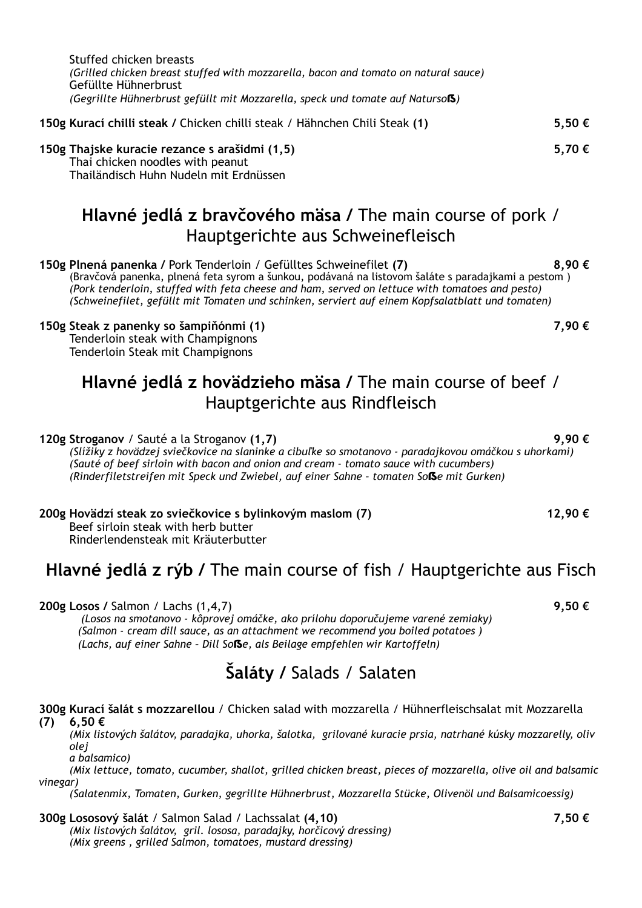Stuffed chicken breasts
*(Grilled chicken breast stuffed with mozzarella, bacon and tomato on natural sauce)*
Gefüllte Hühnerbrust
*(Gegrillte Hühnerbrust gefüllt mit Mozzarella, speck und tomate auf Natursoß)*

**150g Kurací chilli steak /** Chicken chilli steak / Hähnchen Chili Steak **(1)** **5,50 €**

**150g Thajske kuracie rezance s arašidmi (1,5)** **5,70 €**
Thai chicken noodles with peanut
Thailändisch Huhn Nudeln mit Erdnüssen

## Hlavné jedlá z bravčového mäsa / The main course of pork / Hauptgerichte aus Schweinefleisch

**150g Plnená panenka /** Pork Tenderloin / Gefülltes Schweinefilet **(7)** **8,90 €**
(Bravčová panenka, plnená feta syrom a šunkou, podávaná na listovom šaláte s paradajkami a pestom )
*(Pork tenderloin, stuffed with feta cheese and ham, served on lettuce with tomatoes and pesto)*
*(Schweinefilet, gefüllt mit Tomaten und schinken, serviert auf einem Kopfsalatblatt und tomaten)*

**150g Steak z panenky so šampiňónmi (1)** **7,90 €**
Tenderloin steak with Champignons
Tenderloin Steak mit Champignons

## Hlavné jedlá z hovädzieho mäsa / The main course of beef / Hauptgerichte aus Rindfleisch

**120g Stroganov** / Sauté a la Stroganov **(1,7)** **9,90 €**
*(Slížiky z hovädzej sviečkovice na slaninke a cibuľke so smotanovo - paradajkovou omáčkou s uhorkami)*
*(Sauté of beef sirloin with bacon and onion and cream - tomato sauce with cucumbers)*
*(Rinderfiletstreifen mit Speck und Zwiebel, auf einer Sahne – tomaten Soße mit Gurken)*

**200g Hovädzí steak zo sviečkovice s bylinkovým maslom (7)** **12,90 €**
Beef sirloin steak with herb butter
Rinderlendensteak mit Kräuterbutter

## Hlavné jedlá z rýb / The main course of fish / Hauptgerichte aus Fisch

**200g Losos /** Salmon / Lachs (1,4,7) **9,50 €**
*(Losos na smotanovo - kôprovej omáčke, ako prílohu doporučujeme varené zemiaky)*
*(Salmon - cream dill sauce, as an attachment we recommend you boiled potatoes )*
*(Lachs, auf einer Sahne – Dill Soße, als Beilage empfehlen wir Kartoffeln)*

## Šaláty / Salads / Salaten

**300g Kurací šalát s mozzarellou** / Chicken salad with mozzarella / Hühnerfleischsalat mit Mozzarella **(7)** **6,50 €**
*(Mix listových šalátov, paradajka, uhorka, šalotka, grilované kuracie prsia, natrhané kúsky mozzarelly, oliv olej a balsamico)*
*(Mix lettuce, tomato, cucumber, shallot, grilled chicken breast, pieces of mozzarella, olive oil and balsamic vinegar)*
*(Salatenmix, Tomaten, Gurken, gegrillte Hühnerbrust, Mozzarella Stücke, Olivenöl und Balsamicoessig)*

**300g Lososový šalát** / Salmon Salad / Lachssalat **(4,10)** **7,50 €**
*(Mix listových šalátov, gril. lososa, paradajky, horčicový dressing)*
*(Mix greens , grilled Salmon, tomatoes, mustard dressing)*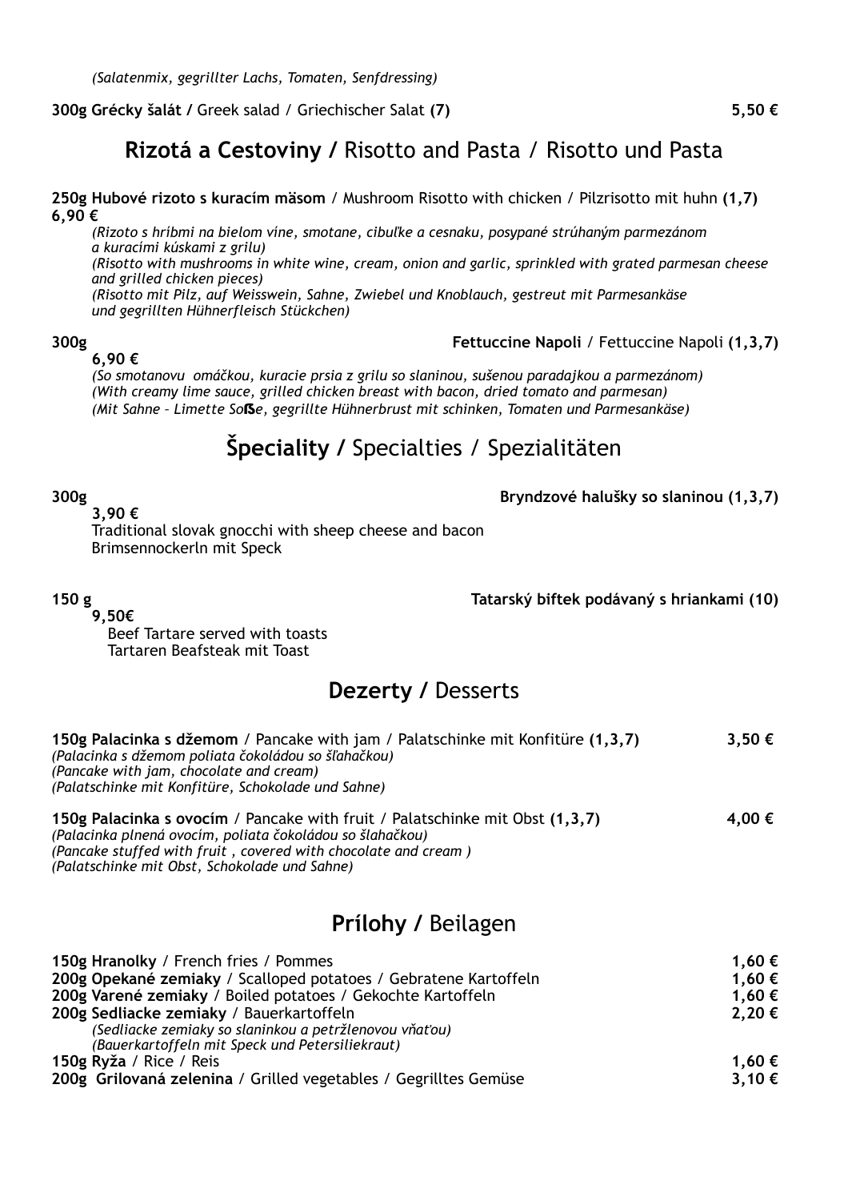*(Salatenmix, gegrillter Lachs, Tomaten, Senfdressing)*

**300g Grécky šalát /** Greek salad / Griechischer Salat **(7)** **5,50 €**

## **Rizotá a Cestoviny /** Risotto and Pasta / Risotto und Pasta

**250g Hubové rizoto s kuracím mäsom** / Mushroom Risotto with chicken / Pilzrisotto mit huhn **(1,7)**
**6,90 €**

*(Rizoto s hríbmi na bielom víne, smotane, cibuľke a cesnaku, posypané strúhaným parmezánom a kuracími kúskami z grilu)*
*(Risotto with mushrooms in white wine, cream, onion and garlic, sprinkled with grated parmesan cheese and grilled chicken pieces)*
*(Risotto mit Pilz, auf Weisswein, Sahne, Zwiebel und Knoblauch, gestreut mit Parmesankäse und gegrillten Hühnerfleisch Stückchen)*

**300g** **Fettuccine Napoli** / Fettuccine Napoli **(1,3,7)**
**6,90 €**

*(So smotanovu omáčkou, kuracie prsia z grilu so slaninou, sušenou paradajkou a parmezánom)*
*(With creamy lime sauce, grilled chicken breast with bacon, dried tomato and parmesan)*
*(Mit Sahne – Limette Soße, gegrillte Hühnerbrust mit schinken, Tomaten und Parmesankäse)*

## **Špeciality /** Specialties / Spezialitäten

**300g** **Bryndzové halušky so slaninou (1,3,7)**
**3,90 €**
Traditional slovak gnocchi with sheep cheese and bacon
Brimsennockerln mit Speck

**150 g** **Tatarský biftek podávaný s hriankami (10)**
**9,50€**
Beef Tartare served with toasts
Tartaren Beafsteak mit Toast

## **Dezerty /** Desserts

**150g Palacinka s džemom** / Pancake with jam / Palatschinke mit Konfitüre **(1,3,7)** **3,50 €**
*(Palacinka s džemom poliata čokoládou so šľahačkou)*
*(Pancake with jam, chocolate and cream)*
*(Palatschinke mit Konfitüre, Schokolade und Sahne)*

**150g Palacinka s ovocím** / Pancake with fruit / Palatschinke mit Obst **(1,3,7)** **4,00 €**
*(Palacinka plnená ovocím, poliata čokoládou so šlahačkou)*
*(Pancake stuffed with fruit , covered with chocolate and cream )*
*(Palatschinke mit Obst, Schokolade und Sahne)*

## **Prílohy /** Beilagen

**150g Hranolky** / French fries / Pommes **1,60 €**
**200g Opekané zemiaky** / Scalloped potatoes / Gebratene Kartoffeln **1,60 €**
**200g Varené zemiaky** / Boiled potatoes / Gekochte Kartoffeln **1,60 €**
**200g Sedliacke zemiaky** / Bauerkartoffeln **2,20 €**
*(Sedliacke zemiaky so slaninkou a petržlenovou vňaťou)*
*(Bauerkartoffeln mit Speck und Petersiliekraut)*
**150g Ryža** / Rice / Reis **1,60 €**
**200g Grilovaná zelenina** / Grilled vegetables / Gegrilltes Gemüse **3,10 €**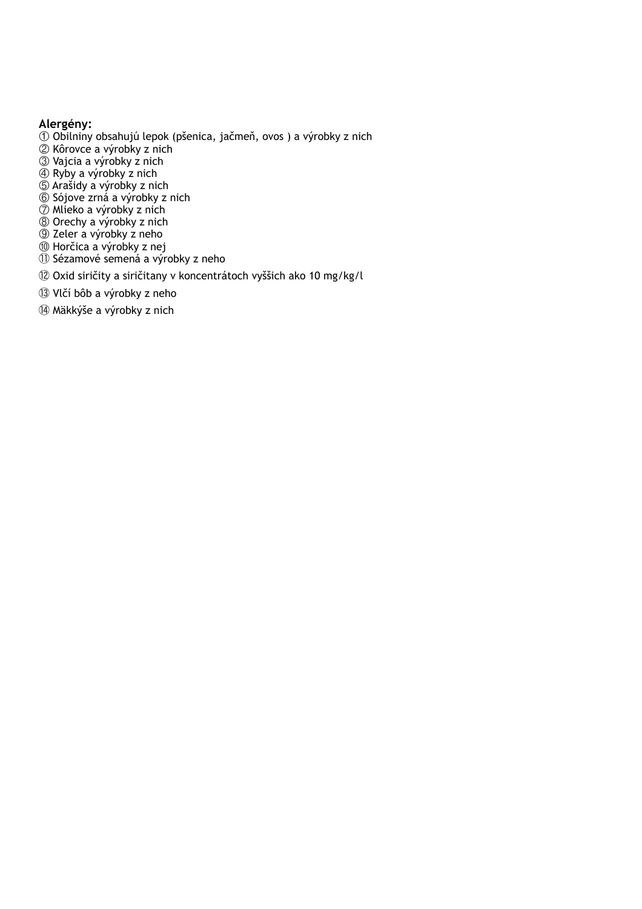**Alergény:**

① Obilniny obsahujú lepok (pšenica, jačmeň, ovos ) a výrobky z nich
② Kôrovce a výrobky z nich
③ Vajcia a výrobky z nich
④ Ryby a výrobky z nich
⑤ Arašidy a výrobky z nich
⑥ Sójove zrná a výrobky z nich
⑦ Mlieko a výrobky z nich
⑧ Orechy a výrobky z nich
⑨ Zeler a výrobky z neho
⑩ Horčica a výrobky z nej
⑪ Sézamové semená a výrobky z neho
⑫ Oxid siričity a siričitany v koncentrátoch vyšších ako 10 mg/kg/l
⑬ Vlčí bôb a výrobky z neho
⑭ Mäkkýše a výrobky z nich